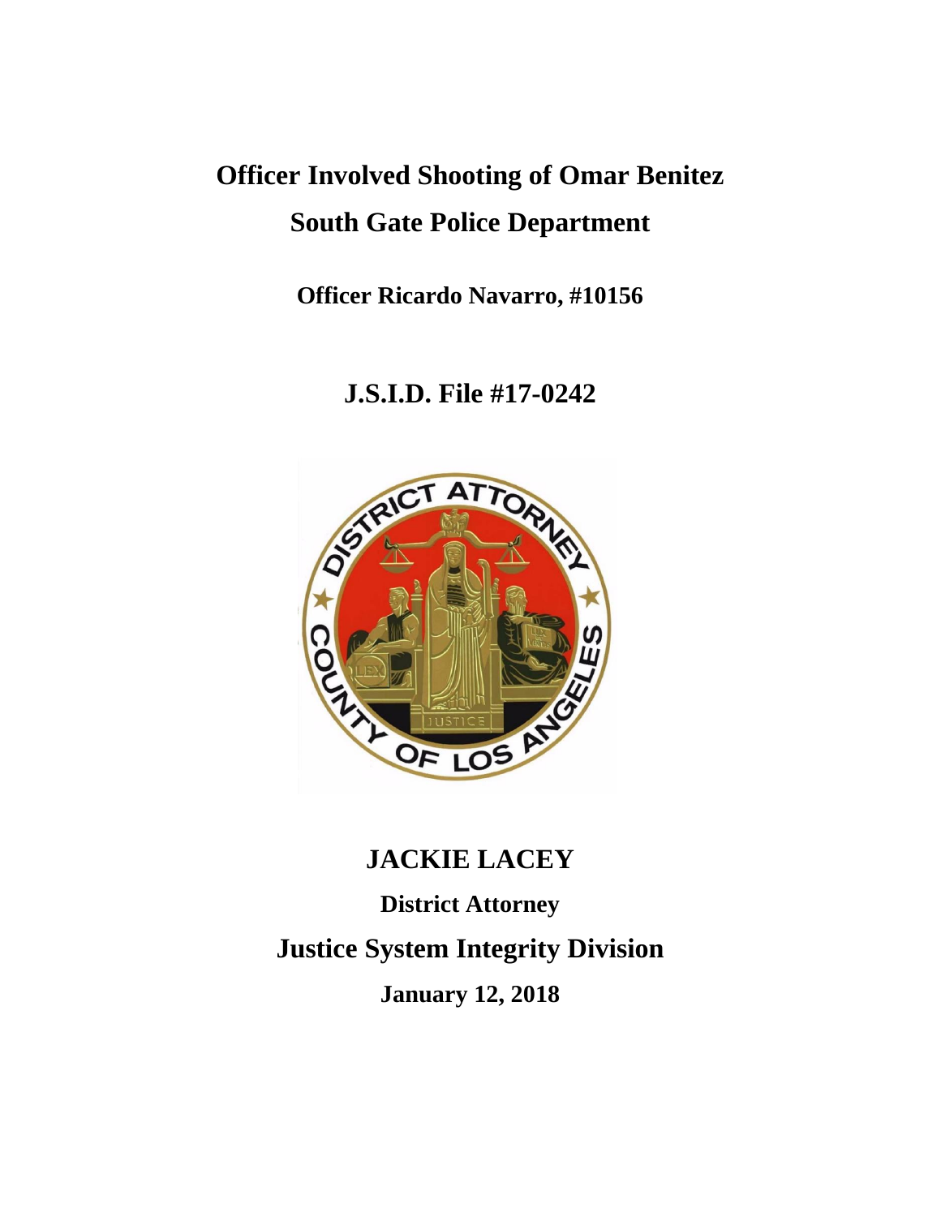# Officer Involved Shooting of Omar Benitez

# South Gate Police Department

**Officer Ricardo Navarro, #10156**

## J.S.I.D. File #17-0242

## JACKIE LACEY

**District Attorney**

## Justice System Integrity Division

**January 12, 2018**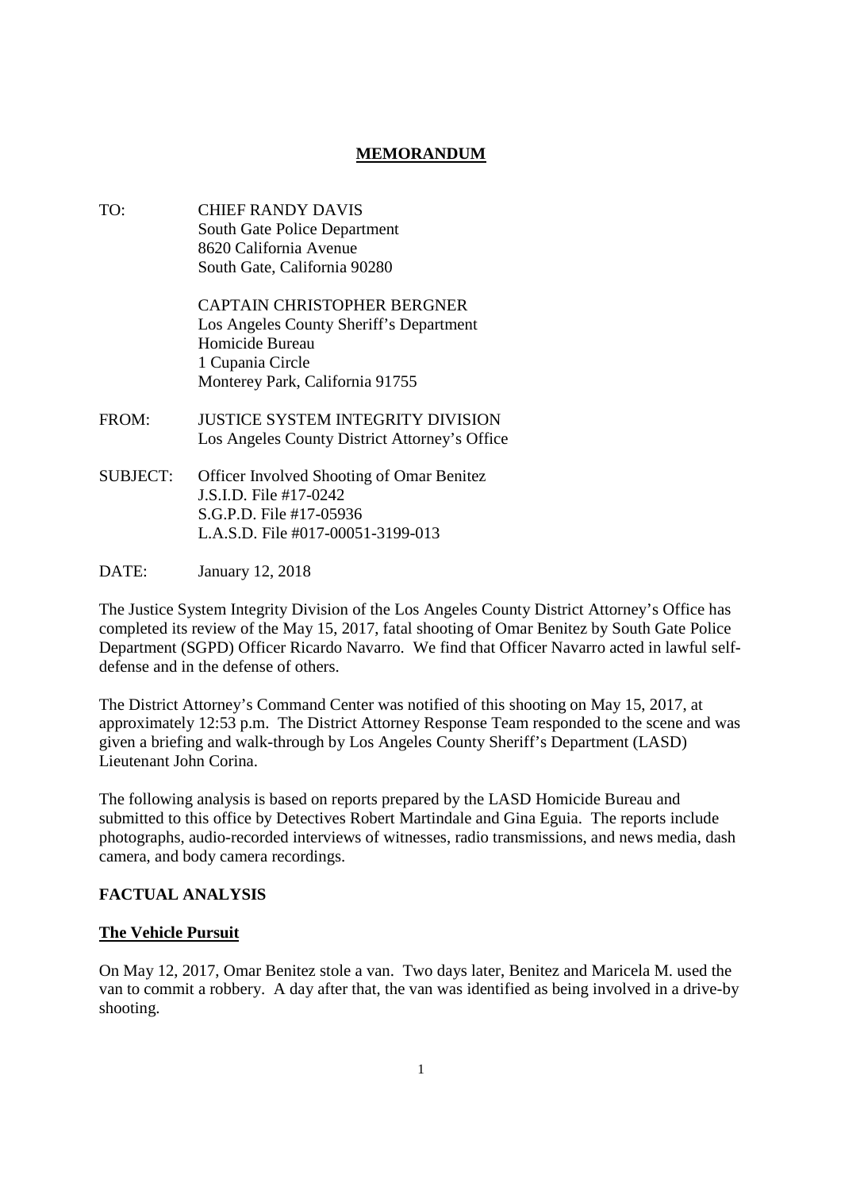# MEMORANDUM

TO: CHIEF RANDY DAVIS
South Gate Police Department
8620 California Avenue
South Gate, California 90280

CAPTAIN CHRISTOPHER BERGNER
Los Angeles County Sheriff's Department
Homicide Bureau
1 Cupania Circle
Monterey Park, California 91755

FROM: JUSTICE SYSTEM INTEGRITY DIVISION
Los Angeles County District Attorney's Office

SUBJECT: Officer Involved Shooting of Omar Benitez
J.S.I.D. File #17-0242
S.G.P.D. File #17-05936
L.A.S.D. File #017-00051-3199-013

DATE: January 12, 2018

The Justice System Integrity Division of the Los Angeles County District Attorney's Office has completed its review of the May 15, 2017, fatal shooting of Omar Benitez by South Gate Police Department (SGPD) Officer Ricardo Navarro. We find that Officer Navarro acted in lawful self-defense and in the defense of others.

The District Attorney's Command Center was notified of this shooting on May 15, 2017, at approximately 12:53 p.m. The District Attorney Response Team responded to the scene and was given a briefing and walk-through by Los Angeles County Sheriff's Department (LASD) Lieutenant John Corina.

The following analysis is based on reports prepared by the LASD Homicide Bureau and submitted to this office by Detectives Robert Martindale and Gina Eguia. The reports include photographs, audio-recorded interviews of witnesses, radio transmissions, and news media, dash camera, and body camera recordings.

## FACTUAL ANALYSIS

### The Vehicle Pursuit

On May 12, 2017, Omar Benitez stole a van. Two days later, Benitez and Maricela M. used the van to commit a robbery. A day after that, the van was identified as being involved in a drive-by shooting.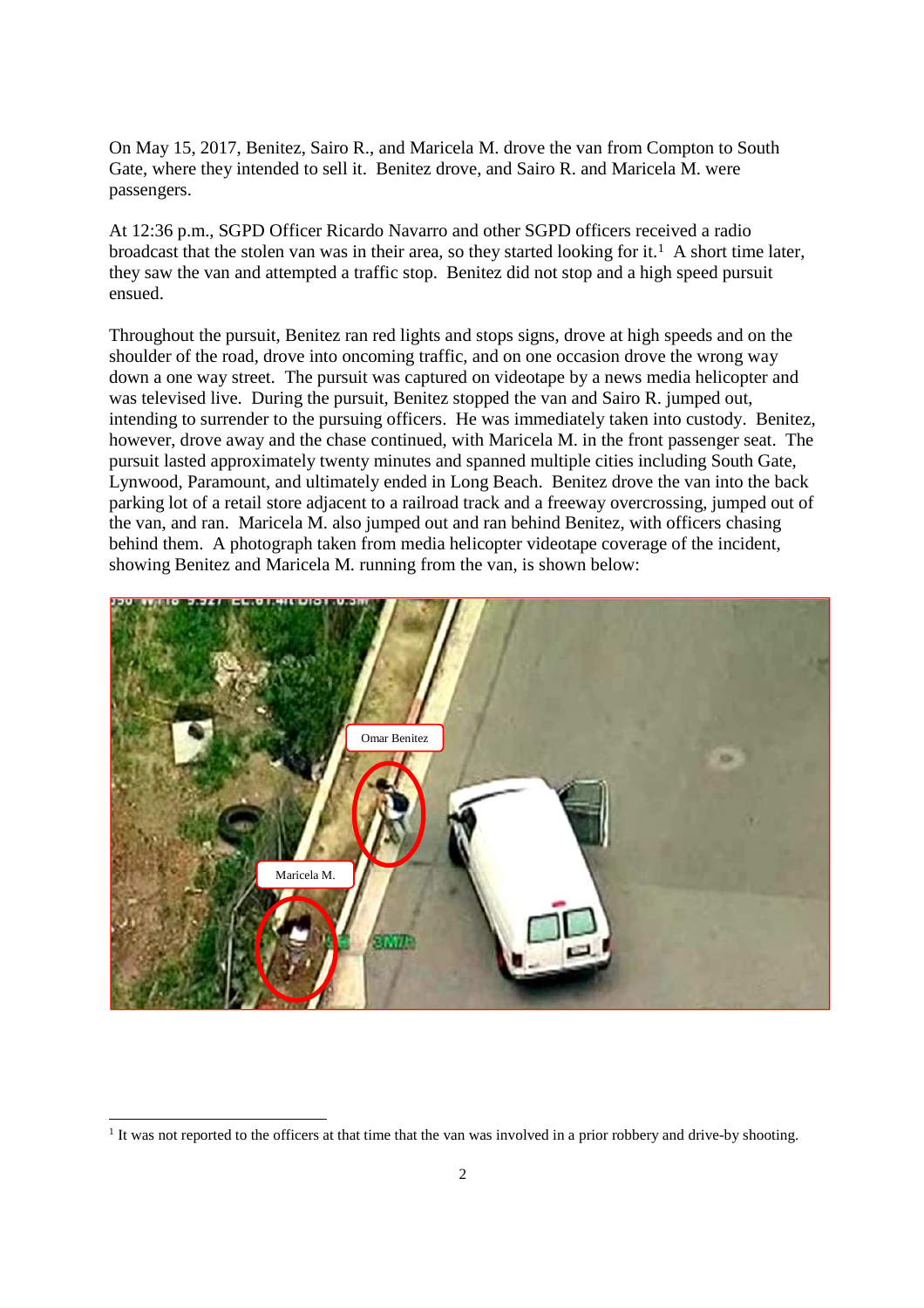On May 15, 2017, Benitez, Sairo R., and Maricela M. drove the van from Compton to South Gate, where they intended to sell it. Benitez drove, and Sairo R. and Maricela M. were passengers.

At 12:36 p.m., SGPD Officer Ricardo Navarro and other SGPD officers received a radio broadcast that the stolen van was in their area, so they started looking for it.[1] A short time later, they saw the van and attempted a traffic stop. Benitez did not stop and a high speed pursuit ensued.

Throughout the pursuit, Benitez ran red lights and stops signs, drove at high speeds and on the shoulder of the road, drove into oncoming traffic, and on one occasion drove the wrong way down a one way street. The pursuit was captured on videotape by a news media helicopter and was televised live. During the pursuit, Benitez stopped the van and Sairo R. jumped out, intending to surrender to the pursuing officers. He was immediately taken into custody. Benitez, however, drove away and the chase continued, with Maricela M. in the front passenger seat. The pursuit lasted approximately twenty minutes and spanned multiple cities including South Gate, Lynwood, Paramount, and ultimately ended in Long Beach. Benitez drove the van into the back parking lot of a retail store adjacent to a railroad track and a freeway overcrossing, jumped out of the van, and ran. Maricela M. also jumped out and ran behind Benitez, with officers chasing behind them. A photograph taken from media helicopter videotape coverage of the incident, showing Benitez and Maricela M. running from the van, is shown below:

---

[1] It was not reported to the officers at that time that the van was involved in a prior robbery and drive-by shooting.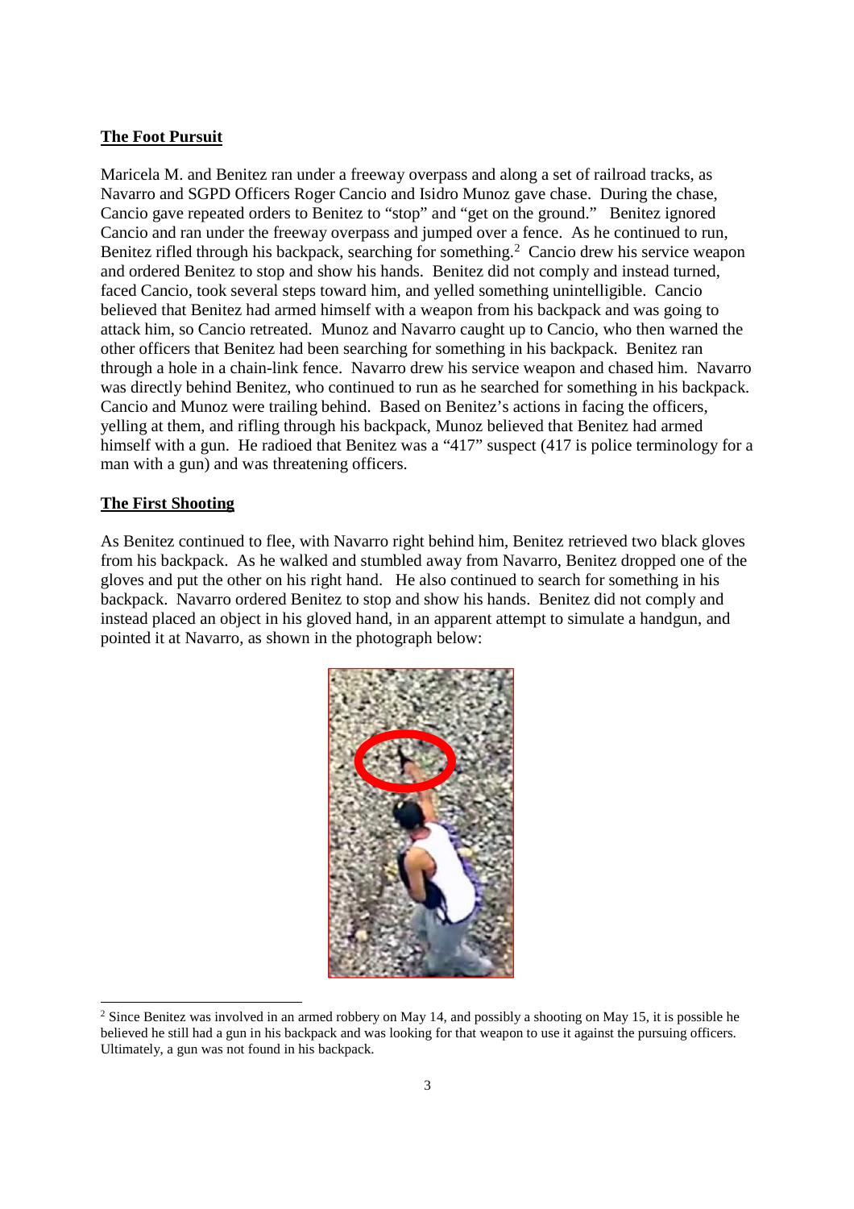**The Foot Pursuit**

Maricela M. and Benitez ran under a freeway overpass and along a set of railroad tracks, as Navarro and SGPD Officers Roger Cancio and Isidro Munoz gave chase. During the chase, Cancio gave repeated orders to Benitez to "stop" and "get on the ground." Benitez ignored Cancio and ran under the freeway overpass and jumped over a fence. As he continued to run, Benitez rifled through his backpack, searching for something.[2] Cancio drew his service weapon and ordered Benitez to stop and show his hands. Benitez did not comply and instead turned, faced Cancio, took several steps toward him, and yelled something unintelligible. Cancio believed that Benitez had armed himself with a weapon from his backpack and was going to attack him, so Cancio retreated. Munoz and Navarro caught up to Cancio, who then warned the other officers that Benitez had been searching for something in his backpack. Benitez ran through a hole in a chain-link fence. Navarro drew his service weapon and chased him. Navarro was directly behind Benitez, who continued to run as he searched for something in his backpack. Cancio and Munoz were trailing behind. Based on Benitez's actions in facing the officers, yelling at them, and rifling through his backpack, Munoz believed that Benitez had armed himself with a gun. He radioed that Benitez was a "417" suspect (417 is police terminology for a man with a gun) and was threatening officers.

**The First Shooting**

As Benitez continued to flee, with Navarro right behind him, Benitez retrieved two black gloves from his backpack. As he walked and stumbled away from Navarro, Benitez dropped one of the gloves and put the other on his right hand. He also continued to search for something in his backpack. Navarro ordered Benitez to stop and show his hands. Benitez did not comply and instead placed an object in his gloved hand, in an apparent attempt to simulate a handgun, and pointed it at Navarro, as shown in the photograph below:

[2] Since Benitez was involved in an armed robbery on May 14, and possibly a shooting on May 15, it is possible he believed he still had a gun in his backpack and was looking for that weapon to use it against the pursuing officers. Ultimately, a gun was not found in his backpack.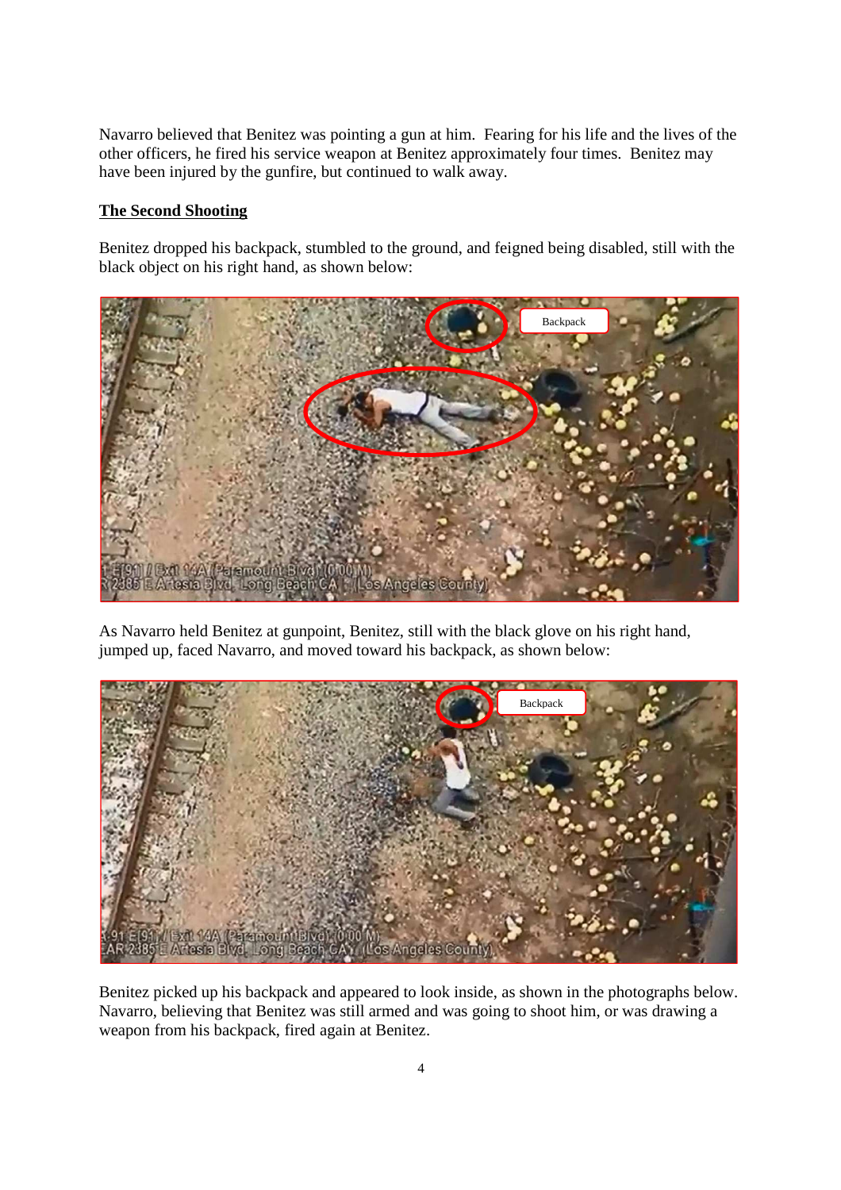Navarro believed that Benitez was pointing a gun at him. Fearing for his life and the lives of the other officers, he fired his service weapon at Benitez approximately four times. Benitez may have been injured by the gunfire, but continued to walk away.

**The Second Shooting**

Benitez dropped his backpack, stumbled to the ground, and feigned being disabled, still with the black object on his right hand, as shown below:

As Navarro held Benitez at gunpoint, Benitez, still with the black glove on his right hand, jumped up, faced Navarro, and moved toward his backpack, as shown below:

Benitez picked up his backpack and appeared to look inside, as shown in the photographs below. Navarro, believing that Benitez was still armed and was going to shoot him, or was drawing a weapon from his backpack, fired again at Benitez.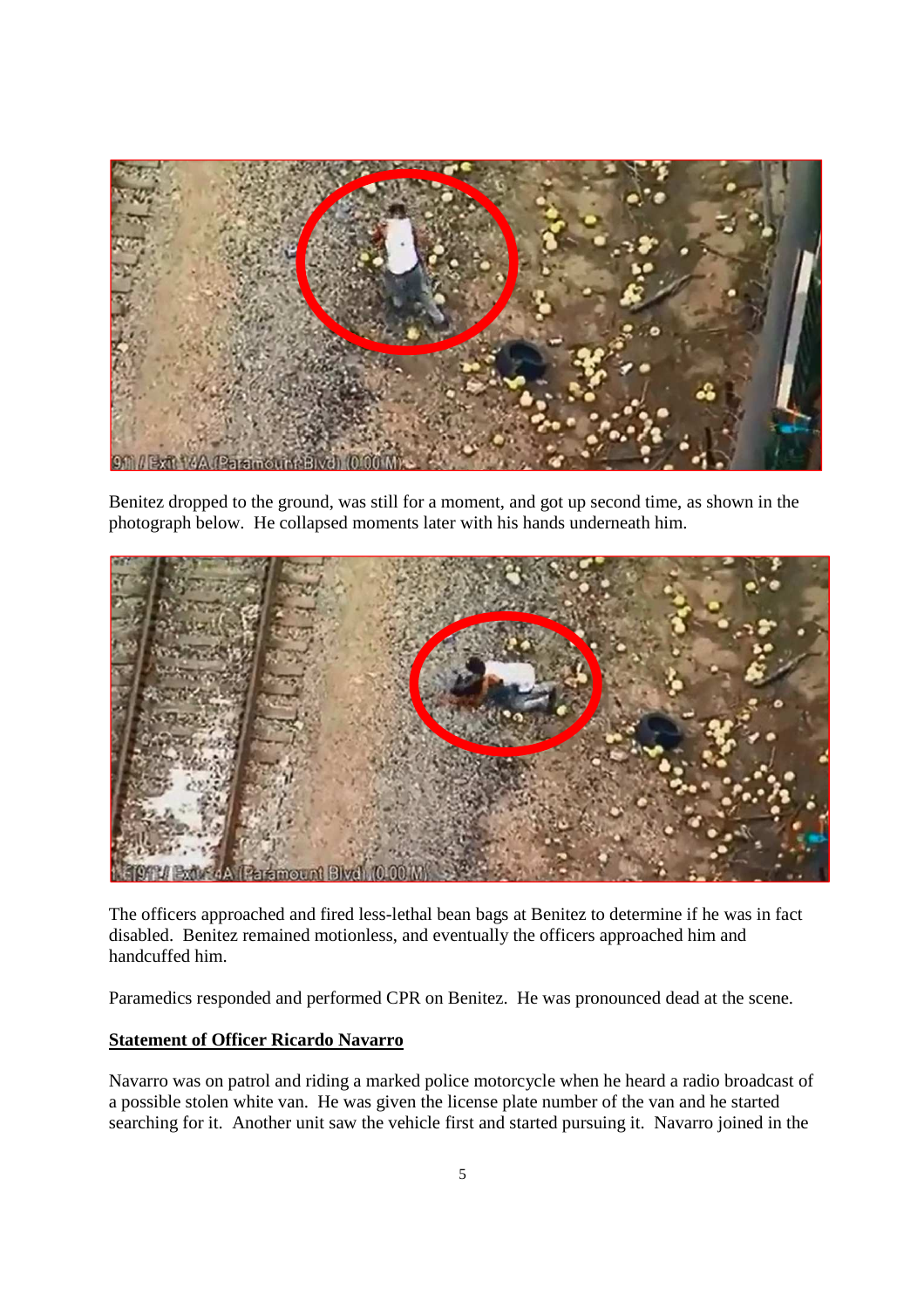Benitez dropped to the ground, was still for a moment, and got up second time, as shown in the photograph below. He collapsed moments later with his hands underneath him.

The officers approached and fired less-lethal bean bags at Benitez to determine if he was in fact disabled. Benitez remained motionless, and eventually the officers approached him and handcuffed him.

Paramedics responded and performed CPR on Benitez. He was pronounced dead at the scene.

**Statement of Officer Ricardo Navarro**

Navarro was on patrol and riding a marked police motorcycle when he heard a radio broadcast of a possible stolen white van. He was given the license plate number of the van and he started searching for it. Another unit saw the vehicle first and started pursuing it. Navarro joined in the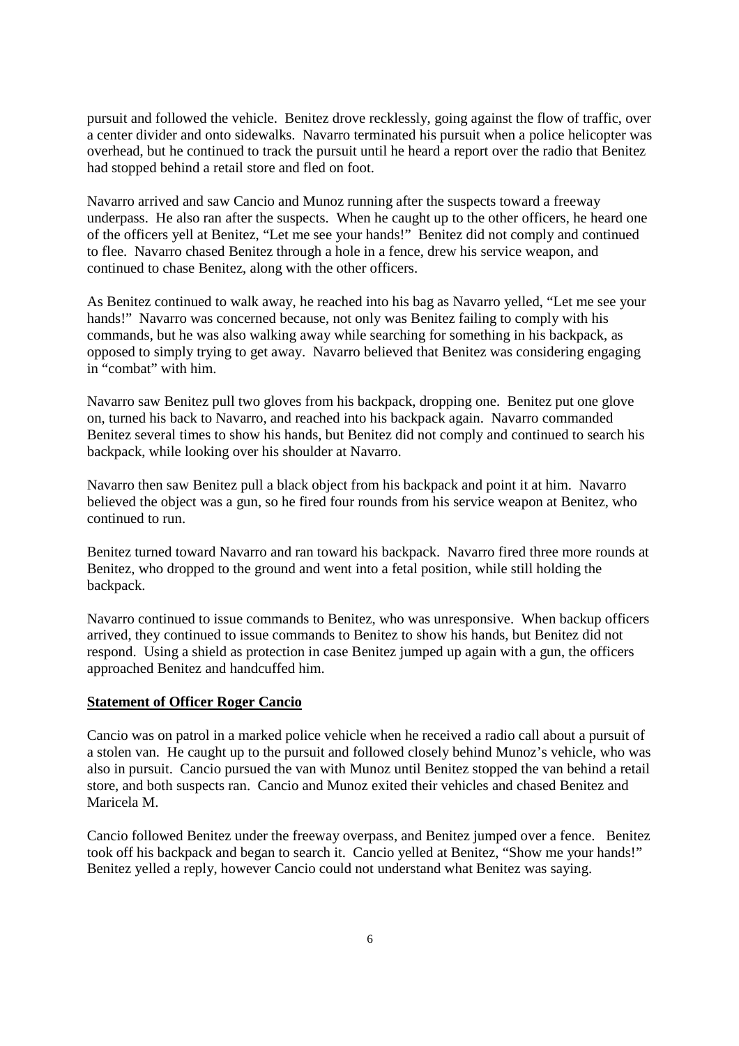pursuit and followed the vehicle. Benitez drove recklessly, going against the flow of traffic, over a center divider and onto sidewalks. Navarro terminated his pursuit when a police helicopter was overhead, but he continued to track the pursuit until he heard a report over the radio that Benitez had stopped behind a retail store and fled on foot.

Navarro arrived and saw Cancio and Munoz running after the suspects toward a freeway underpass. He also ran after the suspects. When he caught up to the other officers, he heard one of the officers yell at Benitez, "Let me see your hands!" Benitez did not comply and continued to flee. Navarro chased Benitez through a hole in a fence, drew his service weapon, and continued to chase Benitez, along with the other officers.

As Benitez continued to walk away, he reached into his bag as Navarro yelled, "Let me see your hands!" Navarro was concerned because, not only was Benitez failing to comply with his commands, but he was also walking away while searching for something in his backpack, as opposed to simply trying to get away. Navarro believed that Benitez was considering engaging in "combat" with him.

Navarro saw Benitez pull two gloves from his backpack, dropping one. Benitez put one glove on, turned his back to Navarro, and reached into his backpack again. Navarro commanded Benitez several times to show his hands, but Benitez did not comply and continued to search his backpack, while looking over his shoulder at Navarro.

Navarro then saw Benitez pull a black object from his backpack and point it at him. Navarro believed the object was a gun, so he fired four rounds from his service weapon at Benitez, who continued to run.

Benitez turned toward Navarro and ran toward his backpack. Navarro fired three more rounds at Benitez, who dropped to the ground and went into a fetal position, while still holding the backpack.

Navarro continued to issue commands to Benitez, who was unresponsive. When backup officers arrived, they continued to issue commands to Benitez to show his hands, but Benitez did not respond. Using a shield as protection in case Benitez jumped up again with a gun, the officers approached Benitez and handcuffed him.

**Statement of Officer Roger Cancio**

Cancio was on patrol in a marked police vehicle when he received a radio call about a pursuit of a stolen van. He caught up to the pursuit and followed closely behind Munoz's vehicle, who was also in pursuit. Cancio pursued the van with Munoz until Benitez stopped the van behind a retail store, and both suspects ran. Cancio and Munoz exited their vehicles and chased Benitez and Maricela M.

Cancio followed Benitez under the freeway overpass, and Benitez jumped over a fence. Benitez took off his backpack and began to search it. Cancio yelled at Benitez, "Show me your hands!" Benitez yelled a reply, however Cancio could not understand what Benitez was saying.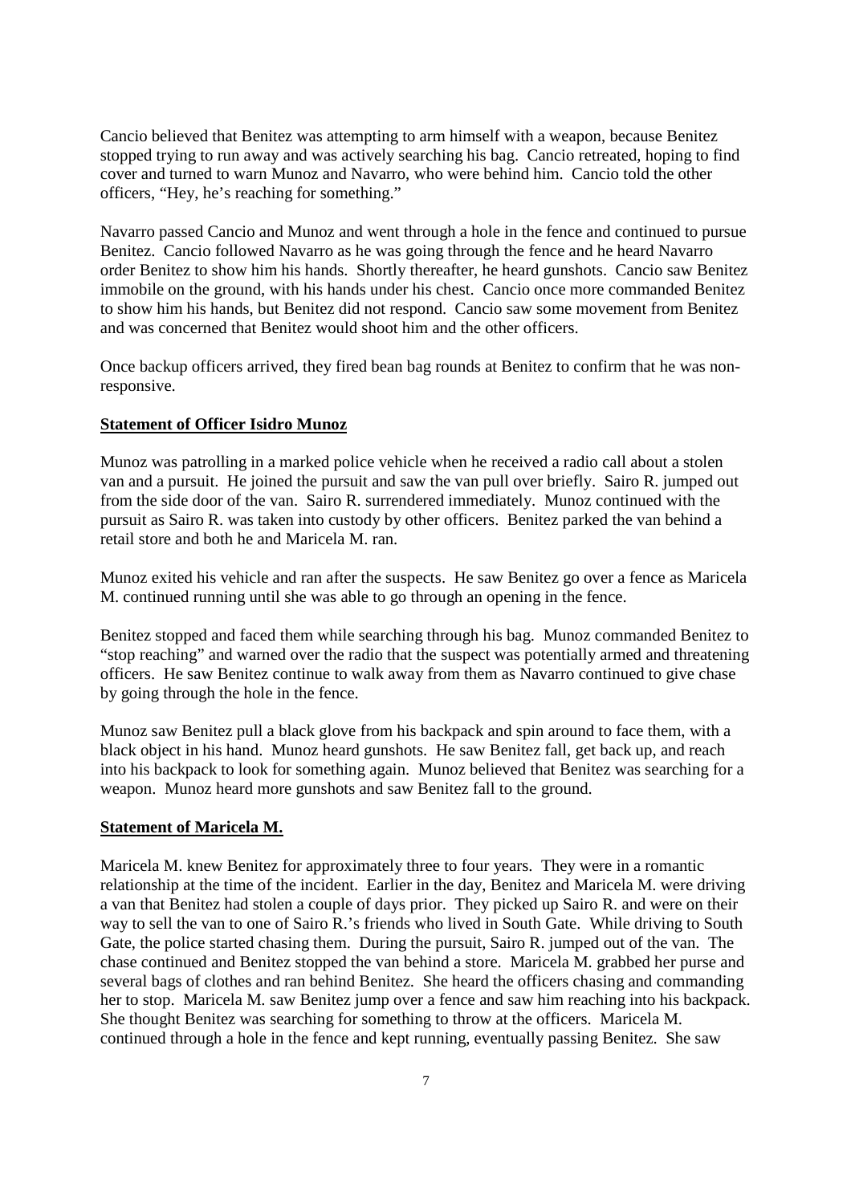Cancio believed that Benitez was attempting to arm himself with a weapon, because Benitez stopped trying to run away and was actively searching his bag. Cancio retreated, hoping to find cover and turned to warn Munoz and Navarro, who were behind him. Cancio told the other officers, "Hey, he's reaching for something."

Navarro passed Cancio and Munoz and went through a hole in the fence and continued to pursue Benitez. Cancio followed Navarro as he was going through the fence and he heard Navarro order Benitez to show him his hands. Shortly thereafter, he heard gunshots. Cancio saw Benitez immobile on the ground, with his hands under his chest. Cancio once more commanded Benitez to show him his hands, but Benitez did not respond. Cancio saw some movement from Benitez and was concerned that Benitez would shoot him and the other officers.

Once backup officers arrived, they fired bean bag rounds at Benitez to confirm that he was non-responsive.

**Statement of Officer Isidro Munoz**

Munoz was patrolling in a marked police vehicle when he received a radio call about a stolen van and a pursuit. He joined the pursuit and saw the van pull over briefly. Sairo R. jumped out from the side door of the van. Sairo R. surrendered immediately. Munoz continued with the pursuit as Sairo R. was taken into custody by other officers. Benitez parked the van behind a retail store and both he and Maricela M. ran.

Munoz exited his vehicle and ran after the suspects. He saw Benitez go over a fence as Maricela M. continued running until she was able to go through an opening in the fence.

Benitez stopped and faced them while searching through his bag. Munoz commanded Benitez to "stop reaching" and warned over the radio that the suspect was potentially armed and threatening officers. He saw Benitez continue to walk away from them as Navarro continued to give chase by going through the hole in the fence.

Munoz saw Benitez pull a black glove from his backpack and spin around to face them, with a black object in his hand. Munoz heard gunshots. He saw Benitez fall, get back up, and reach into his backpack to look for something again. Munoz believed that Benitez was searching for a weapon. Munoz heard more gunshots and saw Benitez fall to the ground.

**Statement of Maricela M.**

Maricela M. knew Benitez for approximately three to four years. They were in a romantic relationship at the time of the incident. Earlier in the day, Benitez and Maricela M. were driving a van that Benitez had stolen a couple of days prior. They picked up Sairo R. and were on their way to sell the van to one of Sairo R.'s friends who lived in South Gate. While driving to South Gate, the police started chasing them. During the pursuit, Sairo R. jumped out of the van. The chase continued and Benitez stopped the van behind a store. Maricela M. grabbed her purse and several bags of clothes and ran behind Benitez. She heard the officers chasing and commanding her to stop. Maricela M. saw Benitez jump over a fence and saw him reaching into his backpack. She thought Benitez was searching for something to throw at the officers. Maricela M. continued through a hole in the fence and kept running, eventually passing Benitez. She saw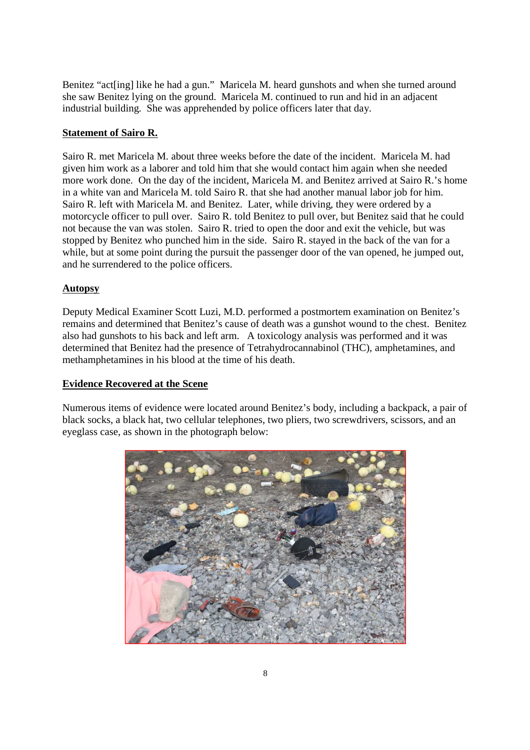Benitez "act[ing] like he had a gun." Maricela M. heard gunshots and when she turned around she saw Benitez lying on the ground. Maricela M. continued to run and hid in an adjacent industrial building. She was apprehended by police officers later that day.

## Statement of Sairo R.

Sairo R. met Maricela M. about three weeks before the date of the incident. Maricela M. had given him work as a laborer and told him that she would contact him again when she needed more work done. On the day of the incident, Maricela M. and Benitez arrived at Sairo R.'s home in a white van and Maricela M. told Sairo R. that she had another manual labor job for him. Sairo R. left with Maricela M. and Benitez. Later, while driving, they were ordered by a motorcycle officer to pull over. Sairo R. told Benitez to pull over, but Benitez said that he could not because the van was stolen. Sairo R. tried to open the door and exit the vehicle, but was stopped by Benitez who punched him in the side. Sairo R. stayed in the back of the van for a while, but at some point during the pursuit the passenger door of the van opened, he jumped out, and he surrendered to the police officers.

## Autopsy

Deputy Medical Examiner Scott Luzi, M.D. performed a postmortem examination on Benitez's remains and determined that Benitez's cause of death was a gunshot wound to the chest. Benitez also had gunshots to his back and left arm. A toxicology analysis was performed and it was determined that Benitez had the presence of Tetrahydrocannabinol (THC), amphetamines, and methamphetamines in his blood at the time of his death.

## Evidence Recovered at the Scene

Numerous items of evidence were located around Benitez's body, including a backpack, a pair of black socks, a black hat, two cellular telephones, two pliers, two screwdrivers, scissors, and an eyeglass case, as shown in the photograph below: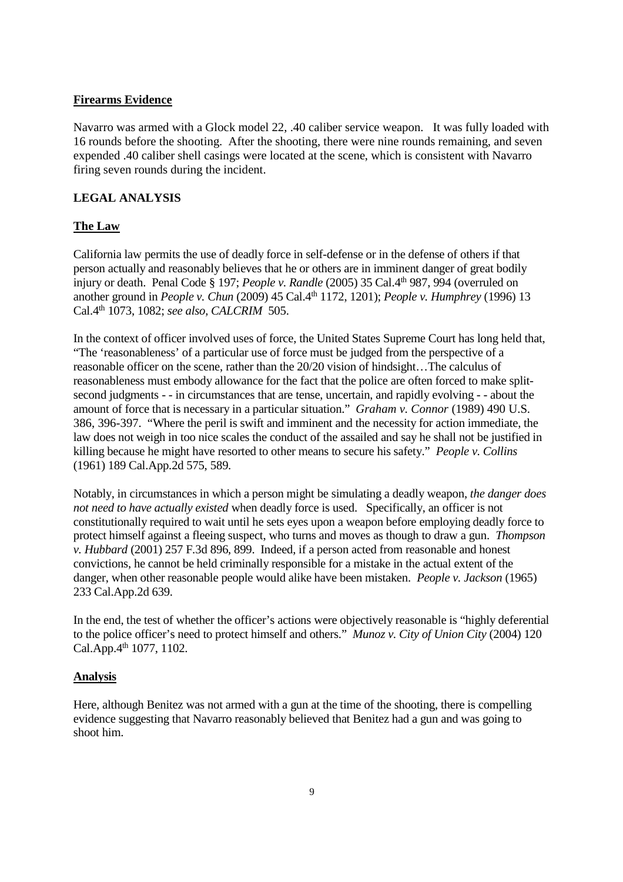**Firearms Evidence**

Navarro was armed with a Glock model 22, .40 caliber service weapon. It was fully loaded with 16 rounds before the shooting. After the shooting, there were nine rounds remaining, and seven expended .40 caliber shell casings were located at the scene, which is consistent with Navarro firing seven rounds during the incident.

## LEGAL ANALYSIS

**The Law**

California law permits the use of deadly force in self-defense or in the defense of others if that person actually and reasonably believes that he or others are in imminent danger of great bodily injury or death. Penal Code § 197; *People v. Randle* (2005) 35 Cal.4th 987, 994 (overruled on another ground in *People v. Chun* (2009) 45 Cal.4th 1172, 1201); *People v. Humphrey* (1996) 13 Cal.4th 1073, 1082; *see also, CALCRIM* 505.

In the context of officer involved uses of force, the United States Supreme Court has long held that, "The 'reasonableness' of a particular use of force must be judged from the perspective of a reasonable officer on the scene, rather than the 20/20 vision of hindsight…The calculus of reasonableness must embody allowance for the fact that the police are often forced to make split-second judgments - - in circumstances that are tense, uncertain, and rapidly evolving - - about the amount of force that is necessary in a particular situation." *Graham v. Connor* (1989) 490 U.S. 386, 396-397. "Where the peril is swift and imminent and the necessity for action immediate, the law does not weigh in too nice scales the conduct of the assailed and say he shall not be justified in killing because he might have resorted to other means to secure his safety." *People v. Collins* (1961) 189 Cal.App.2d 575, 589.

Notably, in circumstances in which a person might be simulating a deadly weapon, *the danger does not need to have actually existed* when deadly force is used. Specifically, an officer is not constitutionally required to wait until he sets eyes upon a weapon before employing deadly force to protect himself against a fleeing suspect, who turns and moves as though to draw a gun. *Thompson v. Hubbard* (2001) 257 F.3d 896, 899. Indeed, if a person acted from reasonable and honest convictions, he cannot be held criminally responsible for a mistake in the actual extent of the danger, when other reasonable people would alike have been mistaken. *People v. Jackson* (1965) 233 Cal.App.2d 639.

In the end, the test of whether the officer's actions were objectively reasonable is "highly deferential to the police officer's need to protect himself and others." *Munoz v. City of Union City* (2004) 120 Cal.App.4th 1077, 1102.

**Analysis**

Here, although Benitez was not armed with a gun at the time of the shooting, there is compelling evidence suggesting that Navarro reasonably believed that Benitez had a gun and was going to shoot him.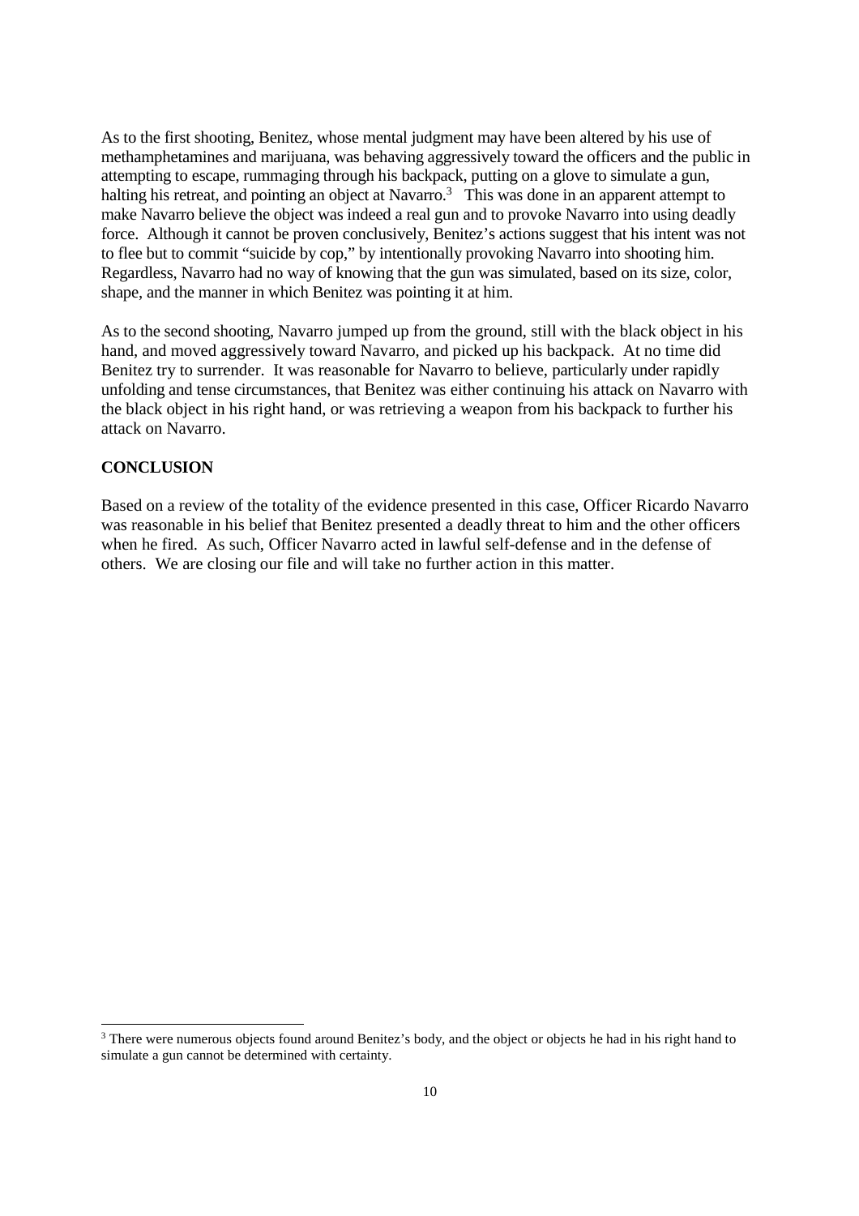As to the first shooting, Benitez, whose mental judgment may have been altered by his use of methamphetamines and marijuana, was behaving aggressively toward the officers and the public in attempting to escape, rummaging through his backpack, putting on a glove to simulate a gun, halting his retreat, and pointing an object at Navarro.[3] This was done in an apparent attempt to make Navarro believe the object was indeed a real gun and to provoke Navarro into using deadly force. Although it cannot be proven conclusively, Benitez's actions suggest that his intent was not to flee but to commit "suicide by cop," by intentionally provoking Navarro into shooting him. Regardless, Navarro had no way of knowing that the gun was simulated, based on its size, color, shape, and the manner in which Benitez was pointing it at him.

As to the second shooting, Navarro jumped up from the ground, still with the black object in his hand, and moved aggressively toward Navarro, and picked up his backpack. At no time did Benitez try to surrender. It was reasonable for Navarro to believe, particularly under rapidly unfolding and tense circumstances, that Benitez was either continuing his attack on Navarro with the black object in his right hand, or was retrieving a weapon from his backpack to further his attack on Navarro.

**CONCLUSION**

Based on a review of the totality of the evidence presented in this case, Officer Ricardo Navarro was reasonable in his belief that Benitez presented a deadly threat to him and the other officers when he fired. As such, Officer Navarro acted in lawful self-defense and in the defense of others. We are closing our file and will take no further action in this matter.

---

[3] There were numerous objects found around Benitez's body, and the object or objects he had in his right hand to simulate a gun cannot be determined with certainty.